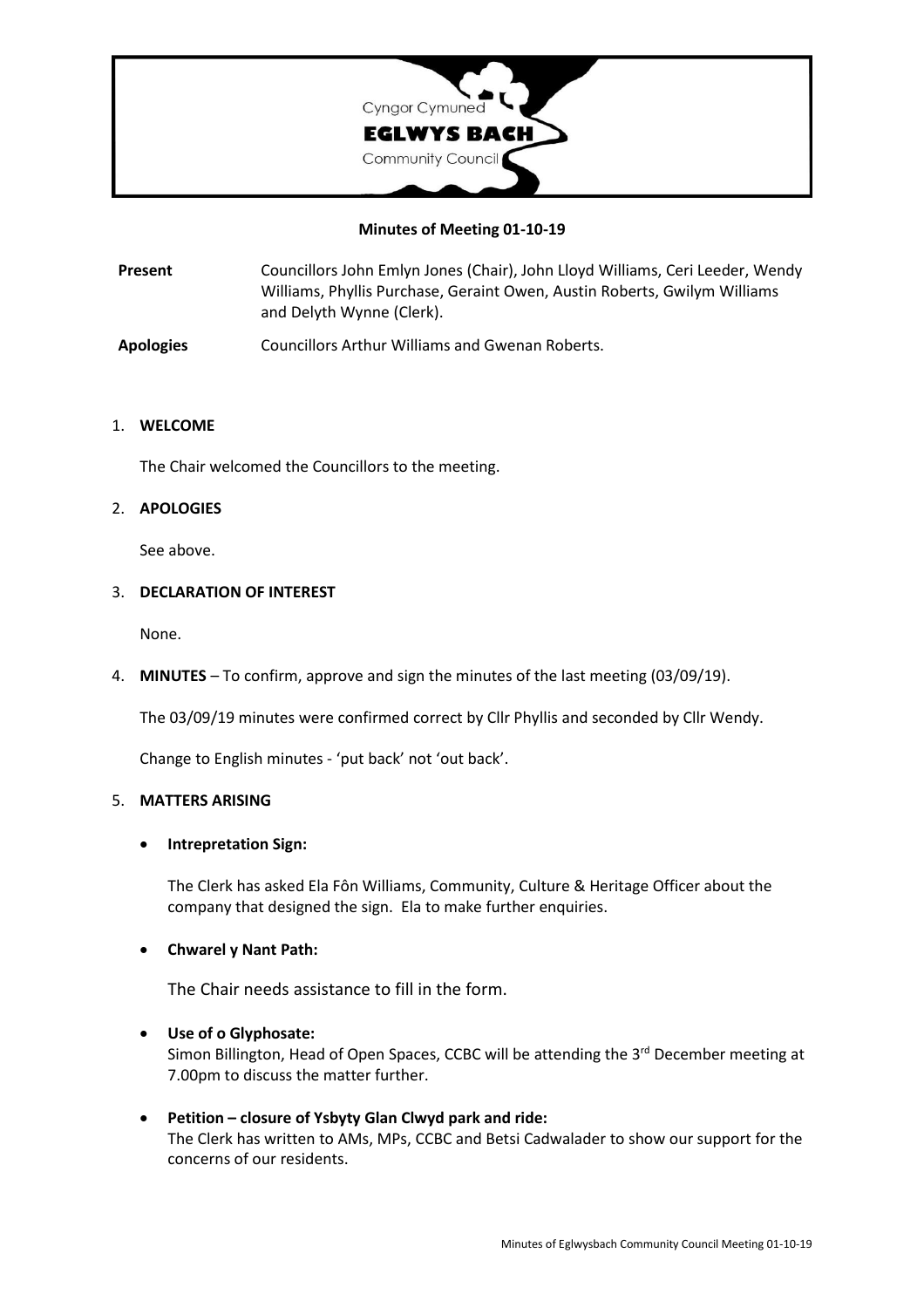Cyngor Cymuned
**EGLWYS BACH**
Community Council

**Minutes of Meeting 01-10-19**

| | |
|---|---|
| **Present** | Councillors John Emlyn Jones (Chair), John Lloyd Williams, Ceri Leeder, Wendy Williams, Phyllis Purchase, Geraint Owen, Austin Roberts, Gwilym Williams and Delyth Wynne (Clerk). |
| **Apologies** | Councillors Arthur Williams and Gwenan Roberts. |

1. **WELCOME**

   The Chair welcomed the Councillors to the meeting.

2. **APOLOGIES**

   See above.

3. **DECLARATION OF INTEREST**

   None.

4. **MINUTES** – To confirm, approve and sign the minutes of the last meeting (03/09/19).

   The 03/09/19 minutes were confirmed correct by Cllr Phyllis and seconded by Cllr Wendy.

   Change to English minutes - 'put back' not 'out back'.

5. **MATTERS ARISING**

   - **Intrepretation Sign:**

     The Clerk has asked Ela Fôn Williams, Community, Culture & Heritage Officer about the company that designed the sign. Ela to make further enquiries.

   - **Chwarel y Nant Path:**

     The Chair needs assistance to fill in the form.

   - **Use of o Glyphosate:**
     Simon Billington, Head of Open Spaces, CCBC will be attending the 3rd December meeting at 7.00pm to discuss the matter further.

   - **Petition – closure of Ysbyty Glan Clwyd park and ride:**
     The Clerk has written to AMs, MPs, CCBC and Betsi Cadwalader to show our support for the concerns of our residents.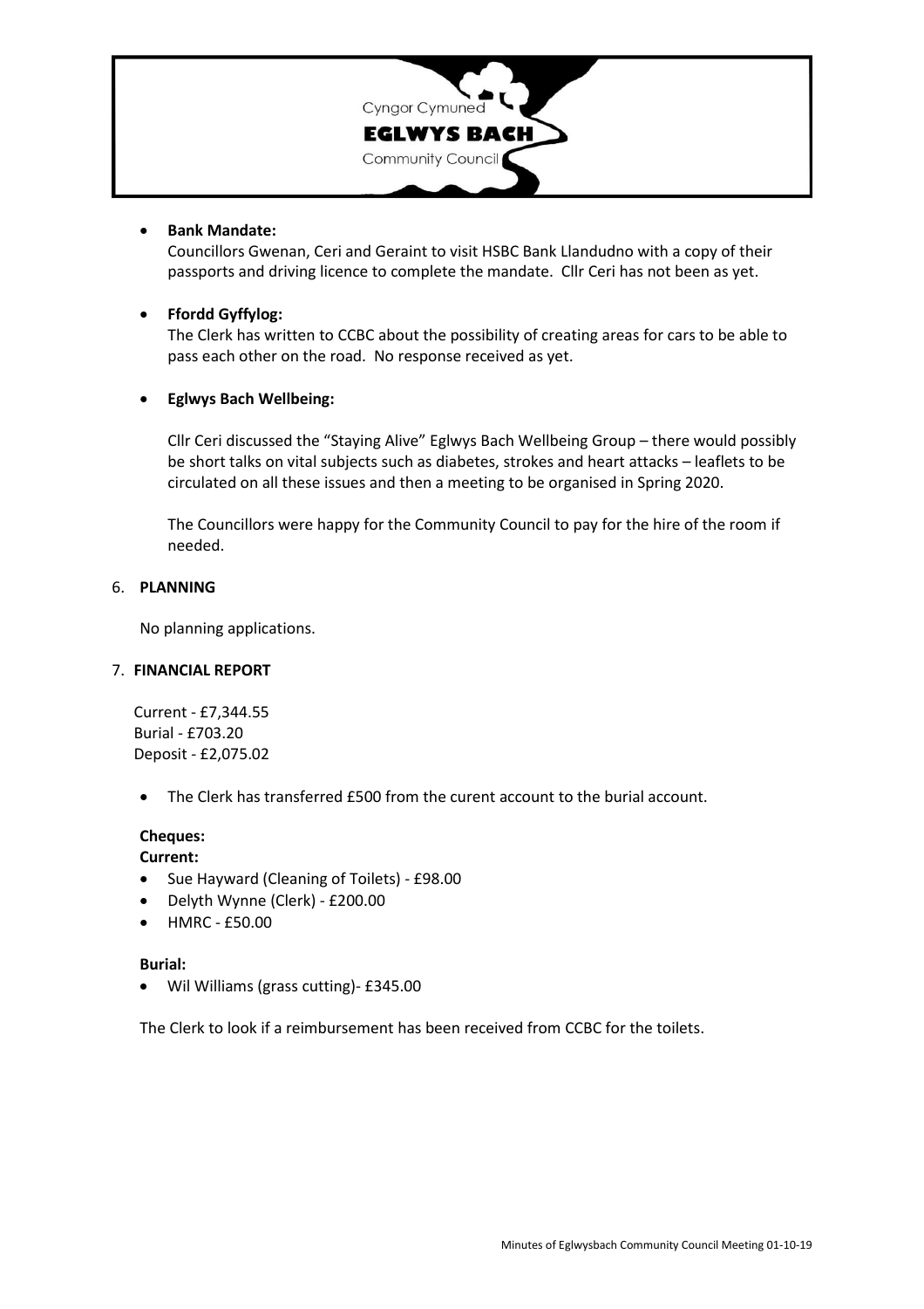- **Bank Mandate:**
  Councillors Gwenan, Ceri and Geraint to visit HSBC Bank Llandudno with a copy of their passports and driving licence to complete the mandate. Cllr Ceri has not been as yet.

- **Ffordd Gyffylog:**
  The Clerk has written to CCBC about the possibility of creating areas for cars to be able to pass each other on the road. No response received as yet.

- **Eglwys Bach Wellbeing:**

  Cllr Ceri discussed the "Staying Alive" Eglwys Bach Wellbeing Group – there would possibly be short talks on vital subjects such as diabetes, strokes and heart attacks – leaflets to be circulated on all these issues and then a meeting to be organised in Spring 2020.

  The Councillors were happy for the Community Council to pay for the hire of the room if needed.

6. **PLANNING**

   No planning applications.

7. **FINANCIAL REPORT**

   Current - £7,344.55
   Burial - £703.20
   Deposit - £2,075.02

   - The Clerk has transferred £500 from the curent account to the burial account.

   **Cheques:**
   **Current:**
   - Sue Hayward (Cleaning of Toilets) - £98.00
   - Delyth Wynne (Clerk) - £200.00
   - HMRC - £50.00

   **Burial:**
   - Wil Williams (grass cutting)- £345.00

   The Clerk to look if a reimbursement has been received from CCBC for the toilets.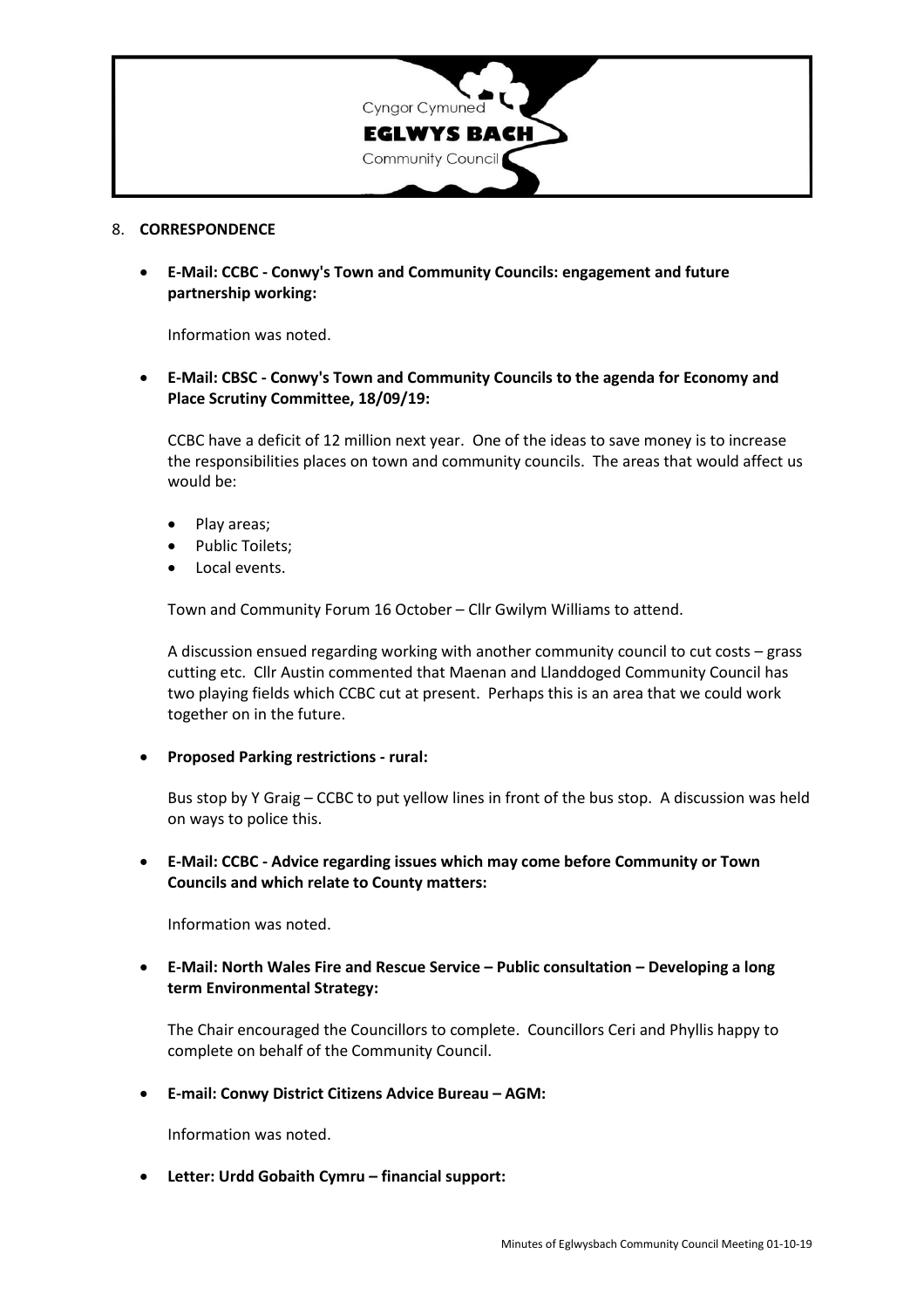8. **CORRESPONDENCE**

- **E-Mail: CCBC - Conwy's Town and Community Councils: engagement and future partnership working:**

  Information was noted.

- **E-Mail: CBSC - Conwy's Town and Community Councils to the agenda for Economy and Place Scrutiny Committee, 18/09/19:**

  CCBC have a deficit of 12 million next year. One of the ideas to save money is to increase the responsibilities places on town and community councils. The areas that would affect us would be:

  - Play areas;
  - Public Toilets;
  - Local events.

  Town and Community Forum 16 October – Cllr Gwilym Williams to attend.

  A discussion ensued regarding working with another community council to cut costs – grass cutting etc. Cllr Austin commented that Maenan and Llanddoged Community Council has two playing fields which CCBC cut at present. Perhaps this is an area that we could work together on in the future.

- **Proposed Parking restrictions - rural:**

  Bus stop by Y Graig – CCBC to put yellow lines in front of the bus stop. A discussion was held on ways to police this.

- **E-Mail: CCBC - Advice regarding issues which may come before Community or Town Councils and which relate to County matters:**

  Information was noted.

- **E-Mail: North Wales Fire and Rescue Service – Public consultation – Developing a long term Environmental Strategy:**

  The Chair encouraged the Councillors to complete. Councillors Ceri and Phyllis happy to complete on behalf of the Community Council.

- **E-mail: Conwy District Citizens Advice Bureau – AGM:**

  Information was noted.

- **Letter: Urdd Gobaith Cymru – financial support:**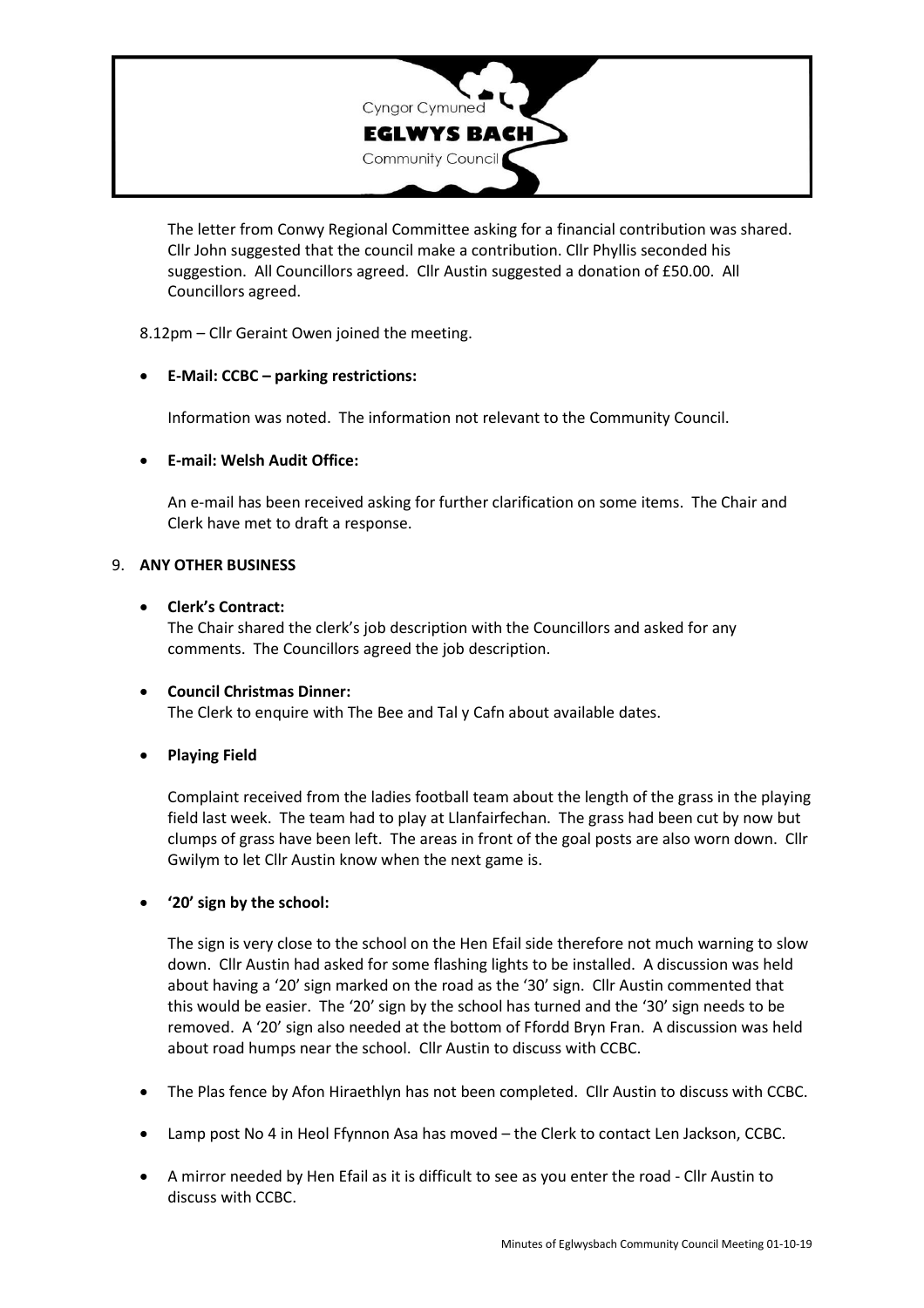The letter from Conwy Regional Committee asking for a financial contribution was shared. Cllr John suggested that the council make a contribution. Cllr Phyllis seconded his suggestion. All Councillors agreed. Cllr Austin suggested a donation of £50.00. All Councillors agreed.

8.12pm – Cllr Geraint Owen joined the meeting.

- **E-Mail: CCBC – parking restrictions:**

  Information was noted. The information not relevant to the Community Council.

- **E-mail: Welsh Audit Office:**

  An e-mail has been received asking for further clarification on some items. The Chair and Clerk have met to draft a response.

9. **ANY OTHER BUSINESS**

- **Clerk's Contract:**
  The Chair shared the clerk's job description with the Councillors and asked for any comments. The Councillors agreed the job description.

- **Council Christmas Dinner:**
  The Clerk to enquire with The Bee and Tal y Cafn about available dates.

- **Playing Field**

  Complaint received from the ladies football team about the length of the grass in the playing field last week. The team had to play at Llanfairfechan. The grass had been cut by now but clumps of grass have been left. The areas in front of the goal posts are also worn down. Cllr Gwilym to let Cllr Austin know when the next game is.

- **'20' sign by the school:**

  The sign is very close to the school on the Hen Efail side therefore not much warning to slow down. Cllr Austin had asked for some flashing lights to be installed. A discussion was held about having a '20' sign marked on the road as the '30' sign. Cllr Austin commented that this would be easier. The '20' sign by the school has turned and the '30' sign needs to be removed. A '20' sign also needed at the bottom of Ffordd Bryn Fran. A discussion was held about road humps near the school. Cllr Austin to discuss with CCBC.

- The Plas fence by Afon Hiraethlyn has not been completed. Cllr Austin to discuss with CCBC.

- Lamp post No 4 in Heol Ffynnon Asa has moved – the Clerk to contact Len Jackson, CCBC.

- A mirror needed by Hen Efail as it is difficult to see as you enter the road - Cllr Austin to discuss with CCBC.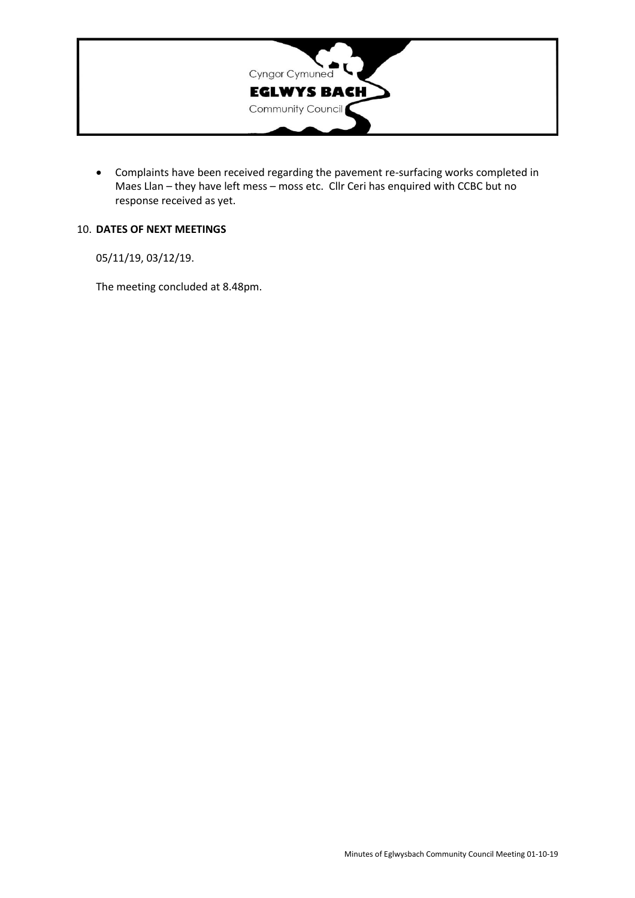- Complaints have been received regarding the pavement re-surfacing works completed in Maes Llan – they have left mess – moss etc. Cllr Ceri has enquired with CCBC but no response received as yet.

10. **DATES OF NEXT MEETINGS**

05/11/19, 03/12/19.

The meeting concluded at 8.48pm.